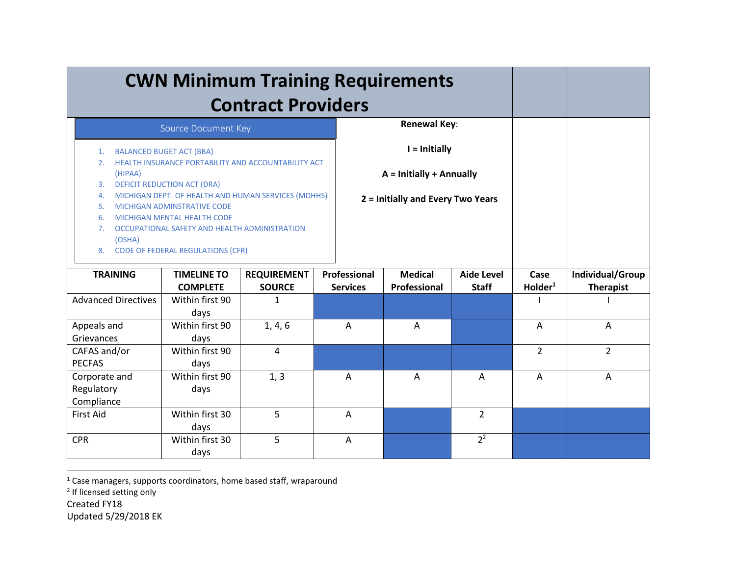# CWN Minimum Training Requirements
# Contract Providers

**Source Document Key**

1. BALANCED BUGET ACT (BBA)
2. HEALTH INSURANCE PORTABILITY AND ACCOUNTABILITY ACT (HIPAA)
3. DEFICIT REDUCTION ACT (DRA)
4. MICHIGAN DEPT. OF HEALTH AND HUMAN SERVICES (MDHHS)
5. MICHIGAN ADMINSTRATIVE CODE
6. MICHIGAN MENTAL HEALTH CODE
7. OCCUPATIONAL SAFETY AND HEALTH ADMINISTRATION (OSHA)
8. CODE OF FEDERAL REGULATIONS (CFR)

**Renewal Key**:

**I = Initially**

**A = Initially + Annually**

**2 = Initially and Every Two Years**

| TRAINING | TIMELINE TO COMPLETE | REQUIREMENT SOURCE | Professional Services | Medical Professional | Aide Level Staff | Case Holder[1] | Individual/Group Therapist |
|---|---|---|---|---|---|---|---|
| Advanced Directives | Within first 90 days | 1 | | | | I | I |
| Appeals and Grievances | Within first 90 days | 1, 4, 6 | A | A | | A | A |
| CAFAS and/or PECFAS | Within first 90 days | 4 | | | | 2 | 2 |
| Corporate and Regulatory Compliance | Within first 90 days | 1, 3 | A | A | A | A | A |
| First Aid | Within first 30 days | 5 | A | | 2 | | |
| CPR | Within first 30 days | 5 | A | | 2[2] | | |

[1] Case managers, supports coordinators, home based staff, wraparound

[2] If licensed setting only

Created FY18

Updated 5/29/2018 EK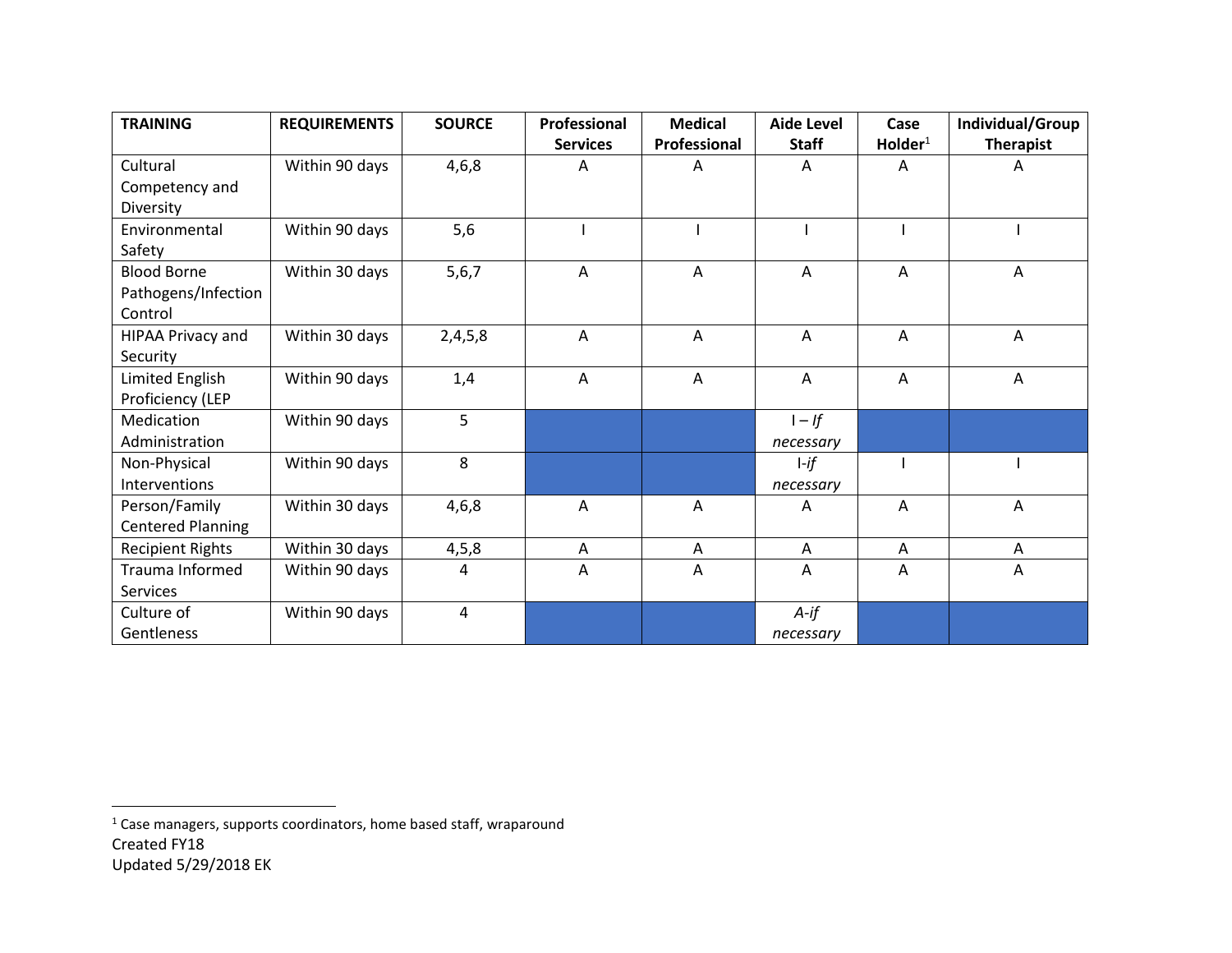| TRAINING | REQUIREMENTS | SOURCE | Professional Services | Medical Professional | Aide Level Staff | Case Holder[1] | Individual/Group Therapist |
|---|---|---|---|---|---|---|---|
| Cultural Competency and Diversity | Within 90 days | 4,6,8 | A | A | A | A | A |
| Environmental Safety | Within 90 days | 5,6 | I | I | I | I | I |
| Blood Borne Pathogens/Infection Control | Within 30 days | 5,6,7 | A | A | A | A | A |
| HIPAA Privacy and Security | Within 30 days | 2,4,5,8 | A | A | A | A | A |
| Limited English Proficiency (LEP | Within 90 days | 1,4 | A | A | A | A | A |
| Medication Administration | Within 90 days | 5 | | | I – *If necessary* | | |
| Non-Physical Interventions | Within 90 days | 8 | | | I-*if necessary* | I | I |
| Person/Family Centered Planning | Within 30 days | 4,6,8 | A | A | A | A | A |
| Recipient Rights | Within 30 days | 4,5,8 | A | A | A | A | A |
| Trauma Informed Services | Within 90 days | 4 | A | A | A | A | A |
| Culture of Gentleness | Within 90 days | 4 | | | *A-if necessary* | | |

[1] Case managers, supports coordinators, home based staff, wraparound

Created FY18

Updated 5/29/2018 EK